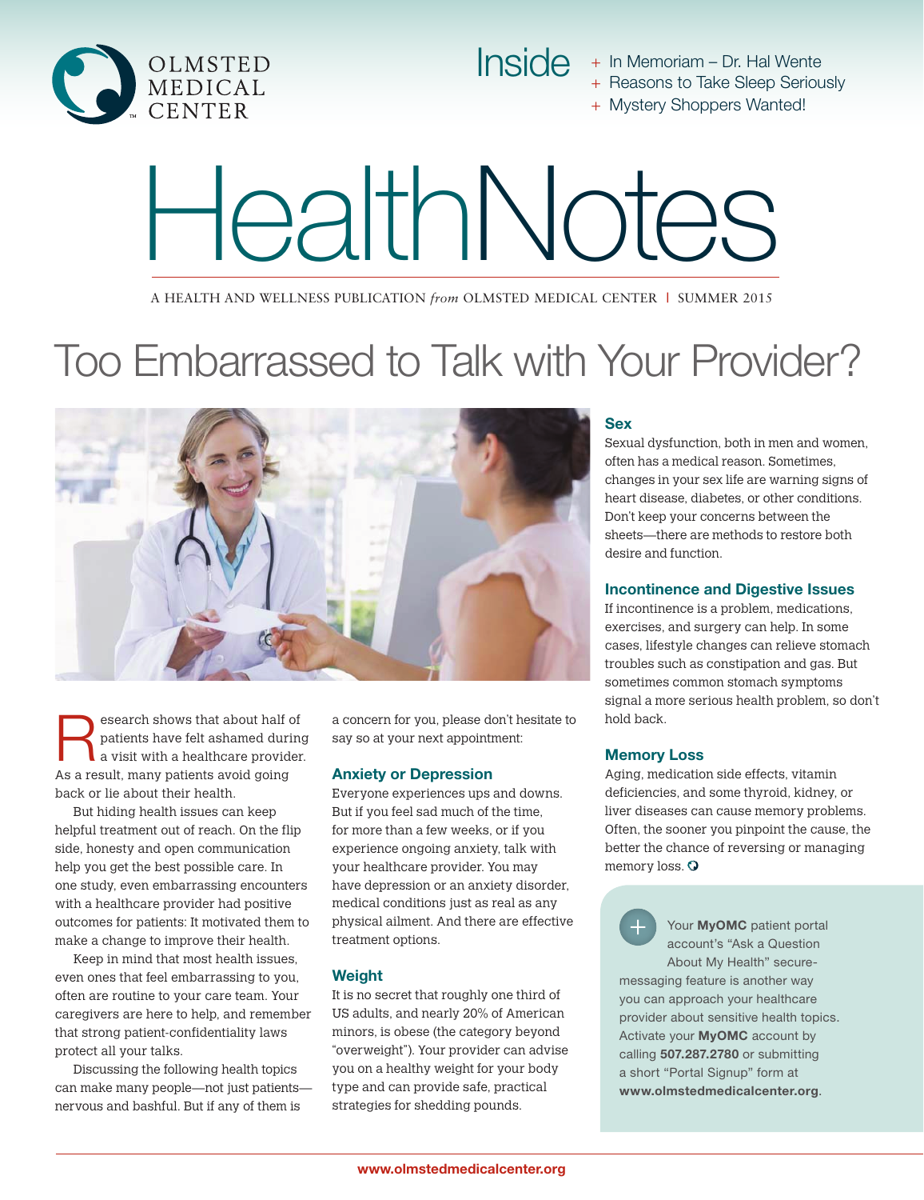OLMSTED MEDICAL CENTER

Inside

- In Memoriam – Dr. Hal Wente
- Reasons to Take Sleep Seriously
- Mystery Shoppers Wanted!

# HealthNotes

A HEALTH AND WELLNESS PUBLICATION *from* OLMSTED MEDICAL CENTER | SUMMER 2015

## Too Embarrassed to Talk with Your Provider?

Research shows that about half of patients have felt ashamed during a visit with a healthcare provider. As a result, many patients avoid going back or lie about their health.

But hiding health issues can keep helpful treatment out of reach. On the flip side, honesty and open communication help you get the best possible care. In one study, even embarrassing encounters with a healthcare provider had positive outcomes for patients: It motivated them to make a change to improve their health.

Keep in mind that most health issues, even ones that feel embarrassing to you, often are routine to your care team. Your caregivers are here to help, and remember that strong patient-confidentiality laws protect all your talks.

Discussing the following health topics can make many people—not just patients—nervous and bashful. But if any of them is a concern for you, please don't hesitate to say so at your next appointment:

### Anxiety or Depression

Everyone experiences ups and downs. But if you feel sad much of the time, for more than a few weeks, or if you experience ongoing anxiety, talk with your healthcare provider. You may have depression or an anxiety disorder, medical conditions just as real as any physical ailment. And there are effective treatment options.

### Weight

It is no secret that roughly one third of US adults, and nearly 20% of American minors, is obese (the category beyond "overweight"). Your provider can advise you on a healthy weight for your body type and can provide safe, practical strategies for shedding pounds.

### Sex

Sexual dysfunction, both in men and women, often has a medical reason. Sometimes, changes in your sex life are warning signs of heart disease, diabetes, or other conditions. Don't keep your concerns between the sheets—there are methods to restore both desire and function.

### Incontinence and Digestive Issues

If incontinence is a problem, medications, exercises, and surgery can help. In some cases, lifestyle changes can relieve stomach troubles such as constipation and gas. But sometimes common stomach symptoms signal a more serious health problem, so don't hold back.

### Memory Loss

Aging, medication side effects, vitamin deficiencies, and some thyroid, kidney, or liver diseases can cause memory problems. Often, the sooner you pinpoint the cause, the better the chance of reversing or managing memory loss.

Your **MyOMC** patient portal account's "Ask a Question About My Health" secure-messaging feature is another way you can approach your healthcare provider about sensitive health topics. Activate your **MyOMC** account by calling **507.287.2780** or submitting a short "Portal Signup" form at **www.olmstedmedicalcenter.org**.

www.olmstedmedicalcenter.org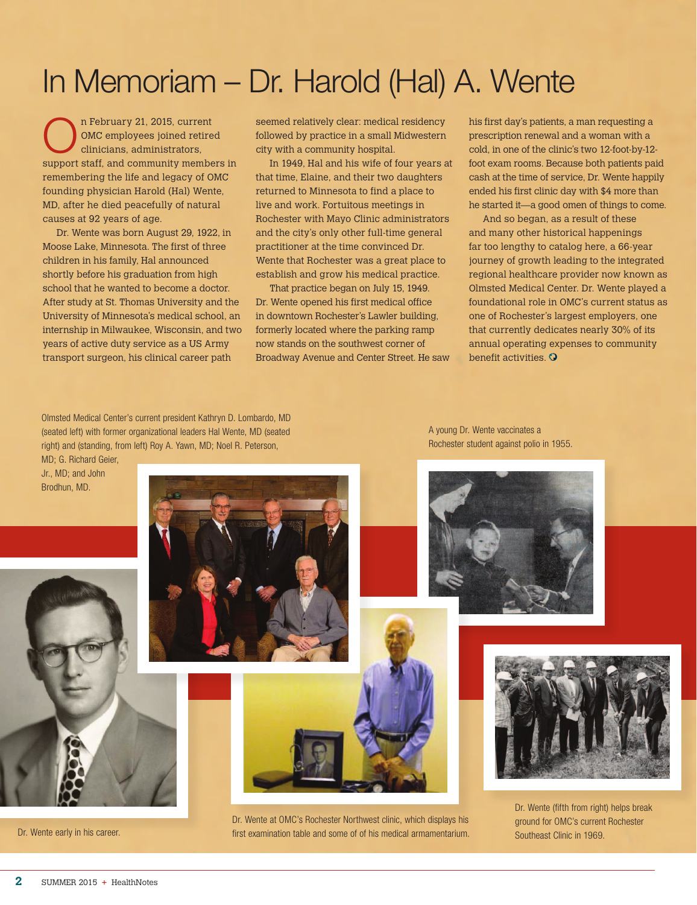# In Memoriam – Dr. Harold (Hal) A. Wente

On February 21, 2015, current OMC employees joined retired clinicians, administrators, support staff, and community members in remembering the life and legacy of OMC founding physician Harold (Hal) Wente, MD, after he died peacefully of natural causes at 92 years of age.

Dr. Wente was born August 29, 1922, in Moose Lake, Minnesota. The first of three children in his family, Hal announced shortly before his graduation from high school that he wanted to become a doctor. After study at St. Thomas University and the University of Minnesota's medical school, an internship in Milwaukee, Wisconsin, and two years of active duty service as a US Army transport surgeon, his clinical career path seemed relatively clear: medical residency followed by practice in a small Midwestern city with a community hospital.

In 1949, Hal and his wife of four years at that time, Elaine, and their two daughters returned to Minnesota to find a place to live and work. Fortuitous meetings in Rochester with Mayo Clinic administrators and the city's only other full-time general practitioner at the time convinced Dr. Wente that Rochester was a great place to establish and grow his medical practice.

That practice began on July 15, 1949. Dr. Wente opened his first medical office in downtown Rochester's Lawler building, formerly located where the parking ramp now stands on the southwest corner of Broadway Avenue and Center Street. He saw his first day's patients, a man requesting a prescription renewal and a woman with a cold, in one of the clinic's two 12-foot-by-12-foot exam rooms. Because both patients paid cash at the time of service, Dr. Wente happily ended his first clinic day with $4 more than he started it—a good omen of things to come.

And so began, as a result of these and many other historical happenings far too lengthy to catalog here, a 66-year journey of growth leading to the integrated regional healthcare provider now known as Olmsted Medical Center. Dr. Wente played a foundational role in OMC's current status as one of Rochester's largest employers, one that currently dedicates nearly 30% of its annual operating expenses to community benefit activities.

Olmsted Medical Center's current president Kathryn D. Lombardo, MD (seated left) with former organizational leaders Hal Wente, MD (seated right) and (standing, from left) Roy A. Yawn, MD; Noel R. Peterson, MD; G. Richard Geier, Jr., MD; and John Brodhun, MD.

A young Dr. Wente vaccinates a Rochester student against polio in 1955.

Dr. Wente early in his career.

Dr. Wente at OMC's Rochester Northwest clinic, which displays his first examination table and some of of his medical armamentarium.

Dr. Wente (fifth from right) helps break ground for OMC's current Rochester Southeast Clinic in 1969.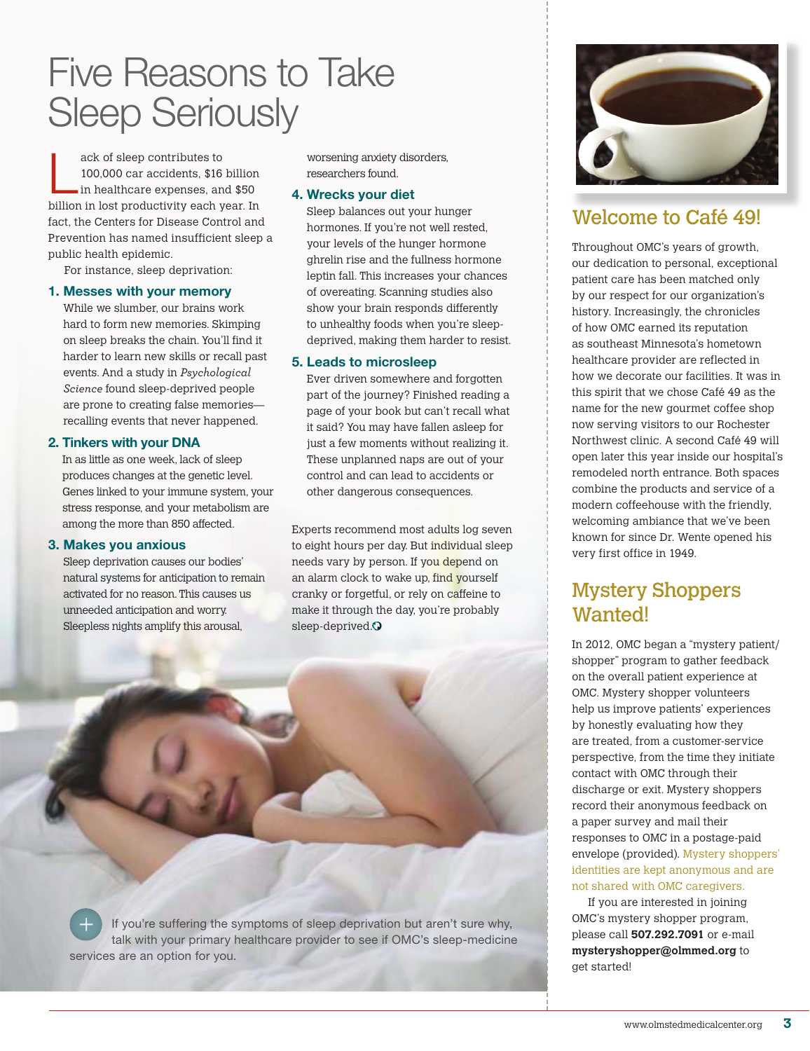# Five Reasons to Take Sleep Seriously

Lack of sleep contributes to 100,000 car accidents, $16 billion in healthcare expenses, and $50 billion in lost productivity each year. In fact, the Centers for Disease Control and Prevention has named insufficient sleep a public health epidemic.

For instance, sleep deprivation:

### 1. Messes with your memory

While we slumber, our brains work hard to form new memories. Skimping on sleep breaks the chain. You'll find it harder to learn new skills or recall past events. And a study in *Psychological Science* found sleep-deprived people are prone to creating false memories—recalling events that never happened.

### 2. Tinkers with your DNA

In as little as one week, lack of sleep produces changes at the genetic level. Genes linked to your immune system, your stress response, and your metabolism are among the more than 850 affected.

### 3. Makes you anxious

Sleep deprivation causes our bodies' natural systems for anticipation to remain activated for no reason. This causes us unneeded anticipation and worry. Sleepless nights amplify this arousal, worsening anxiety disorders, researchers found.

### 4. Wrecks your diet

Sleep balances out your hunger hormones. If you're not well rested, your levels of the hunger hormone ghrelin rise and the fullness hormone leptin fall. This increases your chances of overeating. Scanning studies also show your brain responds differently to unhealthy foods when you're sleep-deprived, making them harder to resist.

### 5. Leads to microsleep

Ever driven somewhere and forgotten part of the journey? Finished reading a page of your book but can't recall what it said? You may have fallen asleep for just a few moments without realizing it. These unplanned naps are out of your control and can lead to accidents or other dangerous consequences.

Experts recommend most adults log seven to eight hours per day. But individual sleep needs vary by person. If you depend on an alarm clock to wake up, find yourself cranky or forgetful, or rely on caffeine to make it through the day, you're probably sleep-deprived.

If you're suffering the symptoms of sleep deprivation but aren't sure why, talk with your primary healthcare provider to see if OMC's sleep-medicine services are an option for you.

## Welcome to Café 49!

Throughout OMC's years of growth, our dedication to personal, exceptional patient care has been matched only by our respect for our organization's history. Increasingly, the chronicles of how OMC earned its reputation as southeast Minnesota's hometown healthcare provider are reflected in how we decorate our facilities. It was in this spirit that we chose Café 49 as the name for the new gourmet coffee shop now serving visitors to our Rochester Northwest clinic. A second Café 49 will open later this year inside our hospital's remodeled north entrance. Both spaces combine the products and service of a modern coffeehouse with the friendly, welcoming ambiance that we've been known for since Dr. Wente opened his very first office in 1949.

## Mystery Shoppers Wanted!

In 2012, OMC began a "mystery patient/shopper" program to gather feedback on the overall patient experience at OMC. Mystery shopper volunteers help us improve patients' experiences by honestly evaluating how they are treated, from a customer-service perspective, from the time they initiate contact with OMC through their discharge or exit. Mystery shoppers record their anonymous feedback on a paper survey and mail their responses to OMC in a postage-paid envelope (provided). Mystery shoppers' identities are kept anonymous and are not shared with OMC caregivers.

If you are interested in joining OMC's mystery shopper program, please call **507.292.7091** or e-mail **mysteryshopper@olmmed.org** to get started!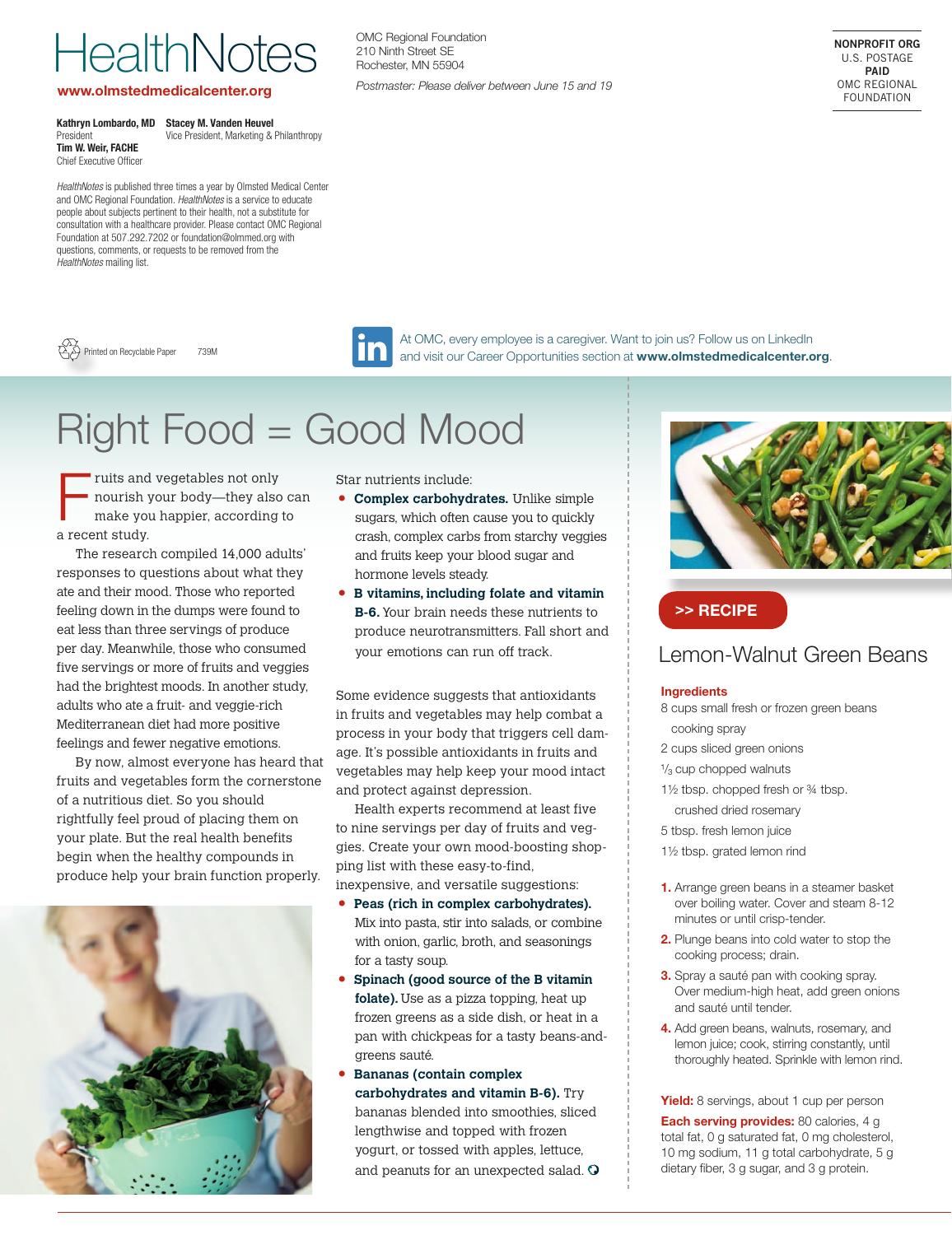# HealthNotes

**www.olmstedmedicalcenter.org**

**Kathryn Lombardo, MD**
President

**Tim W. Weir, FACHE**
Chief Executive Officer

**Stacey M. Vanden Heuvel**
Vice President, Marketing & Philanthropy

*HealthNotes* is published three times a year by Olmsted Medical Center and OMC Regional Foundation. *HealthNotes* is a service to educate people about subjects pertinent to their health, not a substitute for consultation with a healthcare provider. Please contact OMC Regional Foundation at 507.292.7202 or foundation@olmmed.org with questions, comments, or requests to be removed from the *HealthNotes* mailing list.

OMC Regional Foundation
210 Ninth Street SE
Rochester, MN 55904

*Postmaster: Please deliver between June 15 and 19*

**NONPROFIT ORG**
U.S. POSTAGE
**PAID**
OMC REGIONAL FOUNDATION

Printed on Recyclable Paper 739M

At OMC, every employee is a caregiver. Want to join us? Follow us on LinkedIn and visit our Career Opportunities section at **www.olmstedmedicalcenter.org**.

# Right Food = Good Mood

Fruits and vegetables not only nourish your body—they also can make you happier, according to a recent study.

The research compiled 14,000 adults' responses to questions about what they ate and their mood. Those who reported feeling down in the dumps were found to eat less than three servings of produce per day. Meanwhile, those who consumed five servings or more of fruits and veggies had the brightest moods. In another study, adults who ate a fruit- and veggie-rich Mediterranean diet had more positive feelings and fewer negative emotions.

By now, almost everyone has heard that fruits and vegetables form the cornerstone of a nutritious diet. So you should rightfully feel proud of placing them on your plate. But the real health benefits begin when the healthy compounds in produce help your brain function properly.

Star nutrients include:

- **Complex carbohydrates.** Unlike simple sugars, which often cause you to quickly crash, complex carbs from starchy veggies and fruits keep your blood sugar and hormone levels steady.
- **B vitamins, including folate and vitamin B-6.** Your brain needs these nutrients to produce neurotransmitters. Fall short and your emotions can run off track.

Some evidence suggests that antioxidants in fruits and vegetables may help combat a process in your body that triggers cell damage. It's possible antioxidants in fruits and vegetables may help keep your mood intact and protect against depression.

Health experts recommend at least five to nine servings per day of fruits and veggies. Create your own mood-boosting shopping list with these easy-to-find, inexpensive, and versatile suggestions:

- **Peas (rich in complex carbohydrates).** Mix into pasta, stir into salads, or combine with onion, garlic, broth, and seasonings for a tasty soup.
- **Spinach (good source of the B vitamin folate).** Use as a pizza topping, heat up frozen greens as a side dish, or heat in a pan with chickpeas for a tasty beans-and-greens sauté.
- **Bananas (contain complex carbohydrates and vitamin B-6).** Try bananas blended into smoothies, sliced lengthwise and topped with frozen yogurt, or tossed with apples, lettuce, and peanuts for an unexpected salad.

**>> RECIPE**

## Lemon-Walnut Green Beans

**Ingredients**

- 8 cups small fresh or frozen green beans
- cooking spray
- 2 cups sliced green onions
- 1/3 cup chopped walnuts
- 1½ tbsp. chopped fresh or ¾ tbsp. crushed dried rosemary
- 5 tbsp. fresh lemon juice
- 1½ tbsp. grated lemon rind

1. Arrange green beans in a steamer basket over boiling water. Cover and steam 8-12 minutes or until crisp-tender.
2. Plunge beans into cold water to stop the cooking process; drain.
3. Spray a sauté pan with cooking spray. Over medium-high heat, add green onions and sauté until tender.
4. Add green beans, walnuts, rosemary, and lemon juice; cook, stirring constantly, until thoroughly heated. Sprinkle with lemon rind.

**Yield:** 8 servings, about 1 cup per person

**Each serving provides:** 80 calories, 4 g total fat, 0 g saturated fat, 0 mg cholesterol, 10 mg sodium, 11 g total carbohydrate, 5 g dietary fiber, 3 g sugar, and 3 g protein.